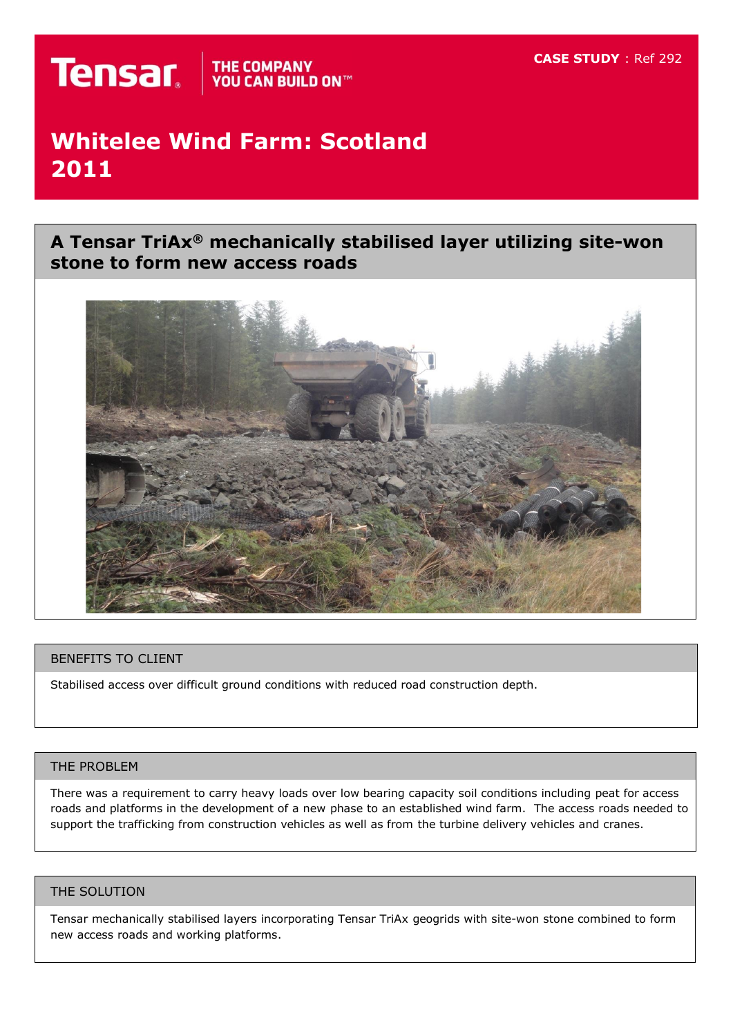Tensar THE COMPANY YOU CAN BUILD ON™

**CASE STUDY** : Ref 292

# Whitelee Wind Farm: Scotland 2011

## A Tensar TriAx® mechanically stabilised layer utilizing site-won stone to form new access roads

### BENEFITS TO CLIENT

Stabilised access over difficult ground conditions with reduced road construction depth.

### THE PROBLEM

There was a requirement to carry heavy loads over low bearing capacity soil conditions including peat for access roads and platforms in the development of a new phase to an established wind farm. The access roads needed to support the trafficking from construction vehicles as well as from the turbine delivery vehicles and cranes.

### THE SOLUTION

Tensar mechanically stabilised layers incorporating Tensar TriAx geogrids with site-won stone combined to form new access roads and working platforms.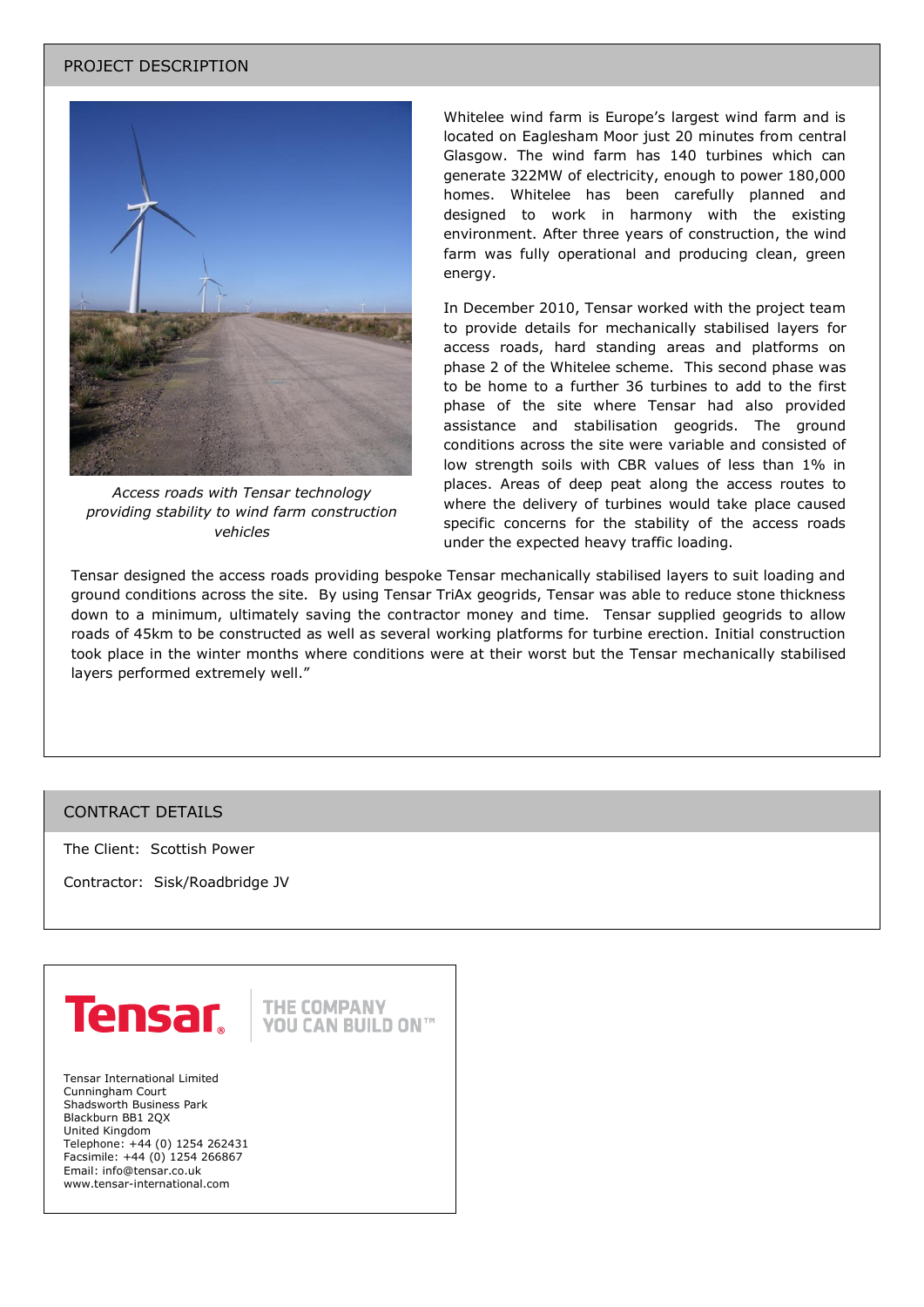## PROJECT DESCRIPTION

*Access roads with Tensar technology providing stability to wind farm construction vehicles*

Whitelee wind farm is Europe's largest wind farm and is located on Eaglesham Moor just 20 minutes from central Glasgow. The wind farm has 140 turbines which can generate 322MW of electricity, enough to power 180,000 homes. Whitelee has been carefully planned and designed to work in harmony with the existing environment. After three years of construction, the wind farm was fully operational and producing clean, green energy.

In December 2010, Tensar worked with the project team to provide details for mechanically stabilised layers for access roads, hard standing areas and platforms on phase 2 of the Whitelee scheme. This second phase was to be home to a further 36 turbines to add to the first phase of the site where Tensar had also provided assistance and stabilisation geogrids. The ground conditions across the site were variable and consisted of low strength soils with CBR values of less than 1% in places. Areas of deep peat along the access routes to where the delivery of turbines would take place caused specific concerns for the stability of the access roads under the expected heavy traffic loading.

Tensar designed the access roads providing bespoke Tensar mechanically stabilised layers to suit loading and ground conditions across the site. By using Tensar TriAx geogrids, Tensar was able to reduce stone thickness down to a minimum, ultimately saving the contractor money and time. Tensar supplied geogrids to allow roads of 45km to be constructed as well as several working platforms for turbine erection. Initial construction took place in the winter months where conditions were at their worst but the Tensar mechanically stabilised layers performed extremely well."

## CONTRACT DETAILS

The Client: Scottish Power

Contractor: Sisk/Roadbridge JV

**Tensar** THE COMPANY YOU CAN BUILD ON™

Tensar International Limited
Cunningham Court
Shadsworth Business Park
Blackburn BB1 2QX
United Kingdom
Telephone: +44 (0) 1254 262431
Facsimile: +44 (0) 1254 266867
Email: info@tensar.co.uk
www.tensar-international.com